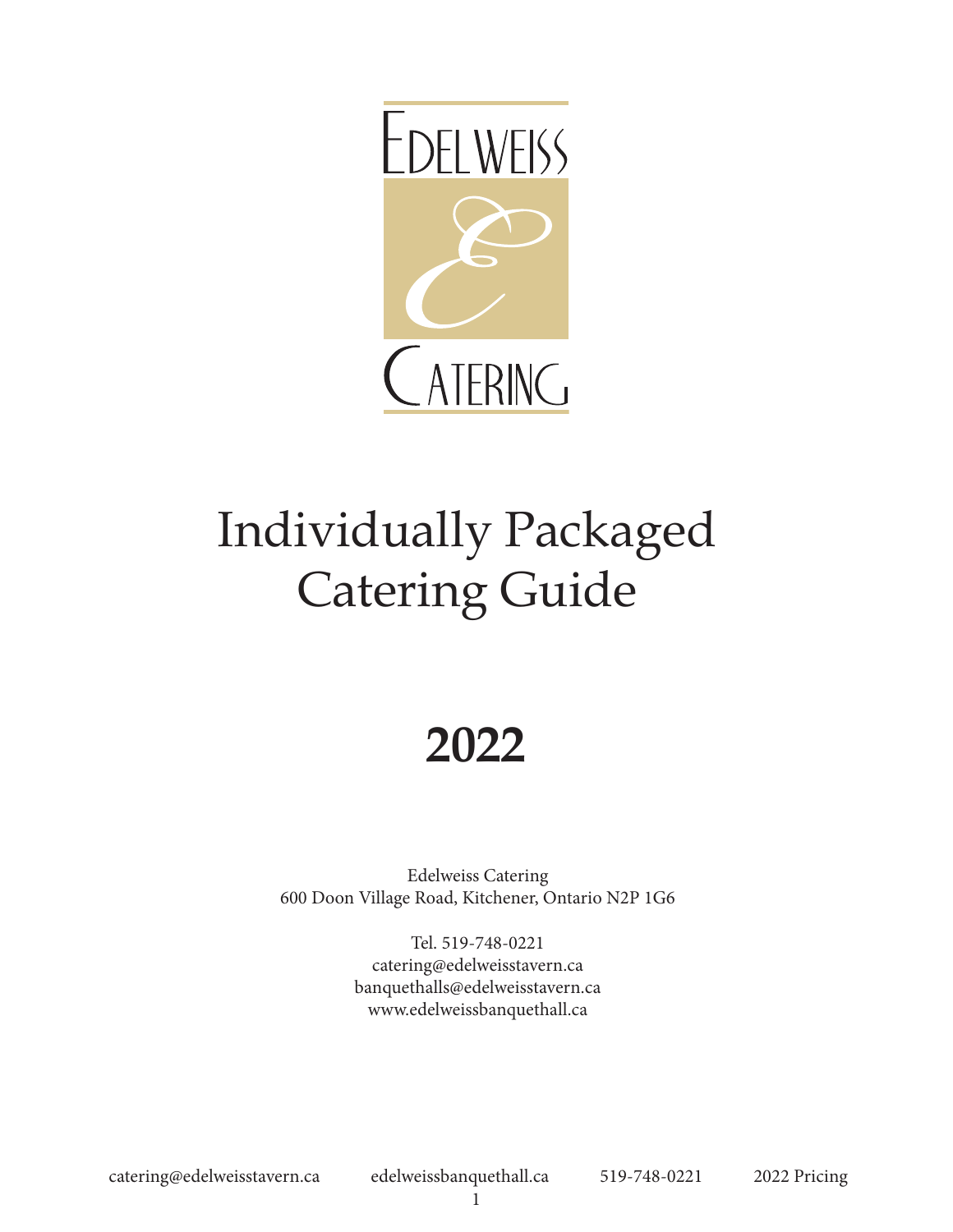Edelweiss Catering

# Individually Packaged Catering Guide

## 2022

Edelweiss Catering
600 Doon Village Road, Kitchener, Ontario N2P 1G6

Tel. 519-748-0221
catering@edelweisstavern.ca
banquethalls@edelweisstavern.ca
www.edelweissbanquethall.ca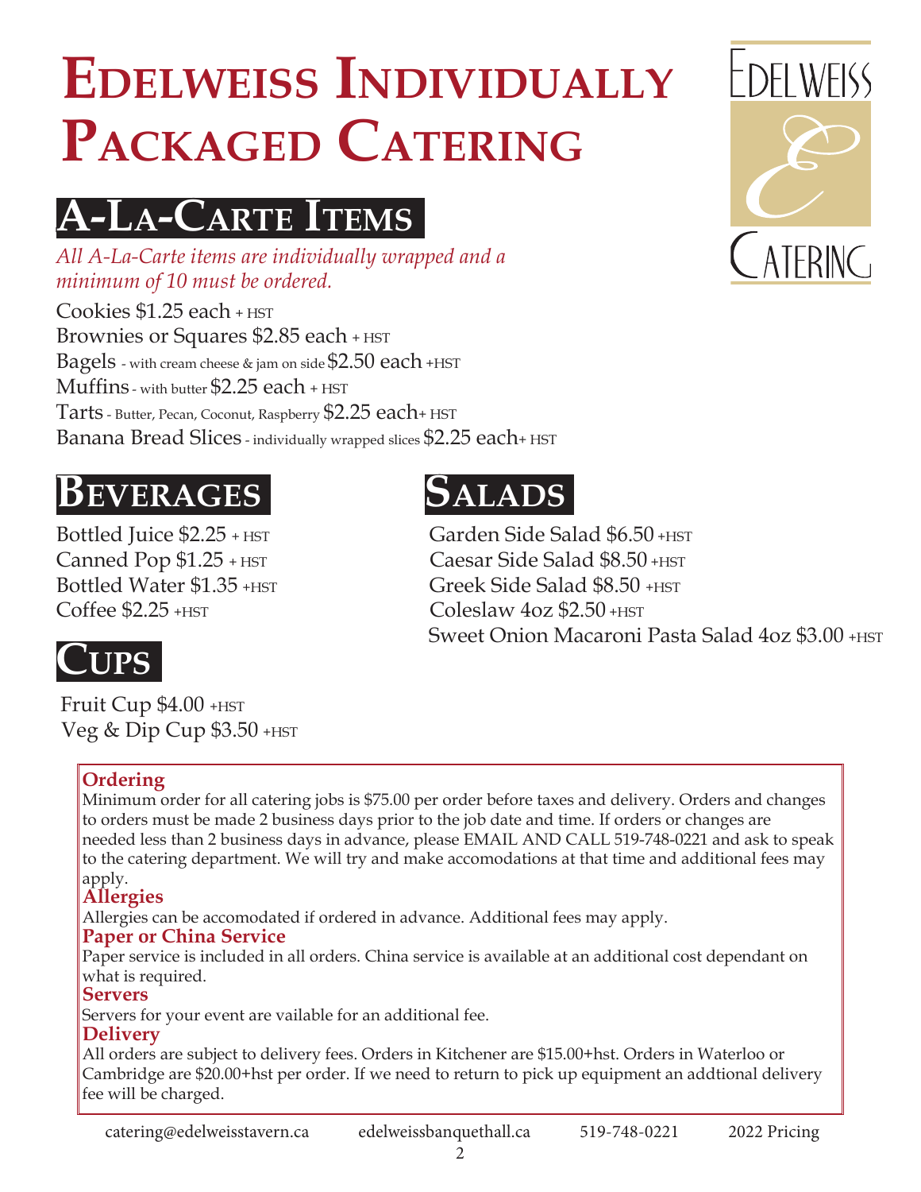# Edelweiss Individually Packaged Catering

Edelweiss Catering

## A-La-Carte Items

*All A-La-Carte items are individually wrapped and a minimum of 10 must be ordered.*

Cookies $1.25 each + HST
Brownies or Squares $2.85 each + HST
Bagels - with cream cheese & jam on side $2.50 each +HST
Muffins - with butter $2.25 each + HST
Tarts - Butter, Pecan, Coconut, Raspberry $2.25 each+ HST
Banana Bread Slices - individually wrapped slices $2.25 each+ HST

## Beverages

Bottled Juice $2.25 + HST
Canned Pop $1.25 + HST
Bottled Water $1.35 +HST
Coffee $2.25 +HST

## Cups

Fruit Cup $4.00 +HST
Veg & Dip Cup $3.50 +HST

## Salads

Garden Side Salad $6.50 +HST
Caesar Side Salad $8.50 +HST
Greek Side Salad $8.50 +HST
Coleslaw 4oz $2.50 +HST
Sweet Onion Macaroni Pasta Salad 4oz $3.00 +HST

### Ordering

Minimum order for all catering jobs is $75.00 per order before taxes and delivery. Orders and changes to orders must be made 2 business days prior to the job date and time. If orders or changes are needed less than 2 business days in advance, please EMAIL AND CALL 519-748-0221 and ask to speak to the catering department. We will try and make accomodations at that time and additional fees may apply.

### Allergies

Allergies can be accomodated if ordered in advance. Additional fees may apply.

### Paper or China Service

Paper service is included in all orders. China service is available at an additional cost dependant on what is required.

### Servers

Servers for your event are vailable for an additional fee.

### Delivery

All orders are subject to delivery fees. Orders in Kitchener are $15.00+hst. Orders in Waterloo or Cambridge are $20.00+hst per order. If we need to return to pick up equipment an addtional delivery fee will be charged.

catering@edelweisstavern.ca edelweissbanquethall.ca 519-748-0221 2022 Pricing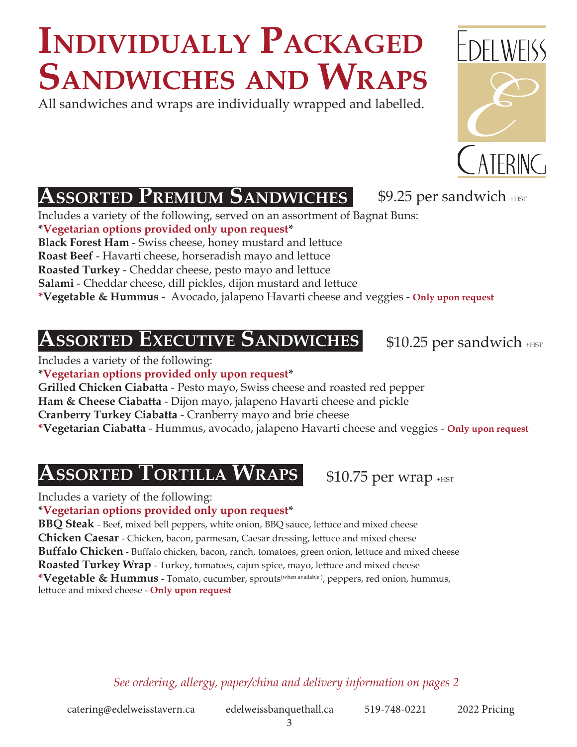# Individually Packaged Sandwiches and Wraps

All sandwiches and wraps are individually wrapped and labelled.

Edelweiss Catering

## Assorted Premium Sandwiches

$9.25 per sandwich +HST

Includes a variety of the following, served on an assortment of Bagnat Buns:

***Vegetarian options provided only upon request***

**Black Forest Ham** - Swiss cheese, honey mustard and lettuce
**Roast Beef** - Havarti cheese, horseradish mayo and lettuce
**Roasted Turkey** - Cheddar cheese, pesto mayo and lettuce
**Salami** - Cheddar cheese, dill pickles, dijon mustard and lettuce
***Vegetable & Hummus** - Avocado, jalapeno Havarti cheese and veggies - **Only upon request**

## Assorted Executive Sandwiches

$10.25 per sandwich +HST

Includes a variety of the following:

***Vegetarian options provided only upon request***

**Grilled Chicken Ciabatta** - Pesto mayo, Swiss cheese and roasted red pepper
**Ham & Cheese Ciabatta** - Dijon mayo, jalapeno Havarti cheese and pickle
**Cranberry Turkey Ciabatta** - Cranberry mayo and brie cheese
***Vegetarian Ciabatta** - Hummus, avocado, jalapeno Havarti cheese and veggies - **Only upon request**

## Assorted Tortilla Wraps

$10.75 per wrap +HST

Includes a variety of the following:

***Vegetarian options provided only upon request***

**BBQ Steak** - Beef, mixed bell peppers, white onion, BBQ sauce, lettuce and mixed cheese
**Chicken Caesar** - Chicken, bacon, parmesan, Caesar dressing, lettuce and mixed cheese
**Buffalo Chicken** - Buffalo chicken, bacon, ranch, tomatoes, green onion, lettuce and mixed cheese
**Roasted Turkey Wrap** - Turkey, tomatoes, cajun spice, mayo, lettuce and mixed cheese
***Vegetable & Hummus** - Tomato, cucumber, sprouts(when available), peppers, red onion, hummus, lettuce and mixed cheese - **Only upon request**

*See ordering, allergy, paper/china and delivery information on pages 2*

catering@edelweisstavern.ca edelweissbanquethall.ca 519-748-0221 2022 Pricing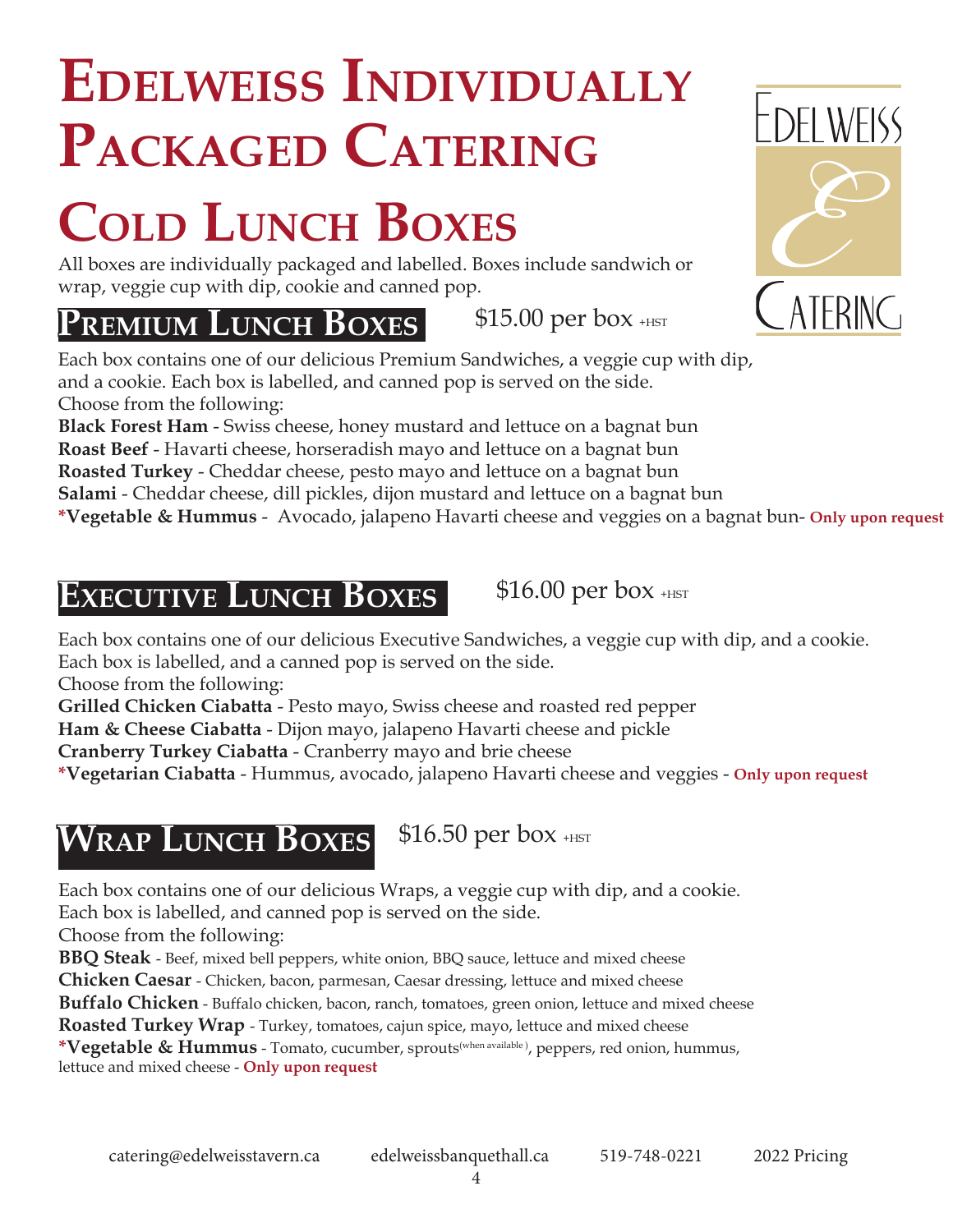# Edelweiss Individually Packaged Catering

# Cold Lunch Boxes

All boxes are individually packaged and labelled. Boxes include sandwich or wrap, veggie cup with dip, cookie and canned pop.

Edelweiss Catering

## Premium Lunch Boxes

$15.00 per box +HST

Each box contains one of our delicious Premium Sandwiches, a veggie cup with dip, and a cookie. Each box is labelled, and canned pop is served on the side.
Choose from the following:

**Black Forest Ham** - Swiss cheese, honey mustard and lettuce on a bagnat bun
**Roast Beef** - Havarti cheese, horseradish mayo and lettuce on a bagnat bun
**Roasted Turkey** - Cheddar cheese, pesto mayo and lettuce on a bagnat bun
**Salami** - Cheddar cheese, dill pickles, dijon mustard and lettuce on a bagnat bun
***Vegetable & Hummus** - Avocado, jalapeno Havarti cheese and veggies on a bagnat bun- **Only upon request**

## Executive Lunch Boxes

$16.00 per box +HST

Each box contains one of our delicious Executive Sandwiches, a veggie cup with dip, and a cookie. Each box is labelled, and a canned pop is served on the side.
Choose from the following:

**Grilled Chicken Ciabatta** - Pesto mayo, Swiss cheese and roasted red pepper
**Ham & Cheese Ciabatta** - Dijon mayo, jalapeno Havarti cheese and pickle
**Cranberry Turkey Ciabatta** - Cranberry mayo and brie cheese
***Vegetarian Ciabatta** - Hummus, avocado, jalapeno Havarti cheese and veggies - **Only upon request**

## Wrap Lunch Boxes

$16.50 per box +HST

Each box contains one of our delicious Wraps, a veggie cup with dip, and a cookie. Each box is labelled, and canned pop is served on the side.
Choose from the following:

**BBQ Steak** - Beef, mixed bell peppers, white onion, BBQ sauce, lettuce and mixed cheese
**Chicken Caesar** - Chicken, bacon, parmesan, Caesar dressing, lettuce and mixed cheese
**Buffalo Chicken** - Buffalo chicken, bacon, ranch, tomatoes, green onion, lettuce and mixed cheese
**Roasted Turkey Wrap** - Turkey, tomatoes, cajun spice, mayo, lettuce and mixed cheese
***Vegetable & Hummus** - Tomato, cucumber, sprouts(when available), peppers, red onion, hummus, lettuce and mixed cheese - **Only upon request**

catering@edelweisstavern.ca edelweissbanquethall.ca 519-748-0221 2022 Pricing